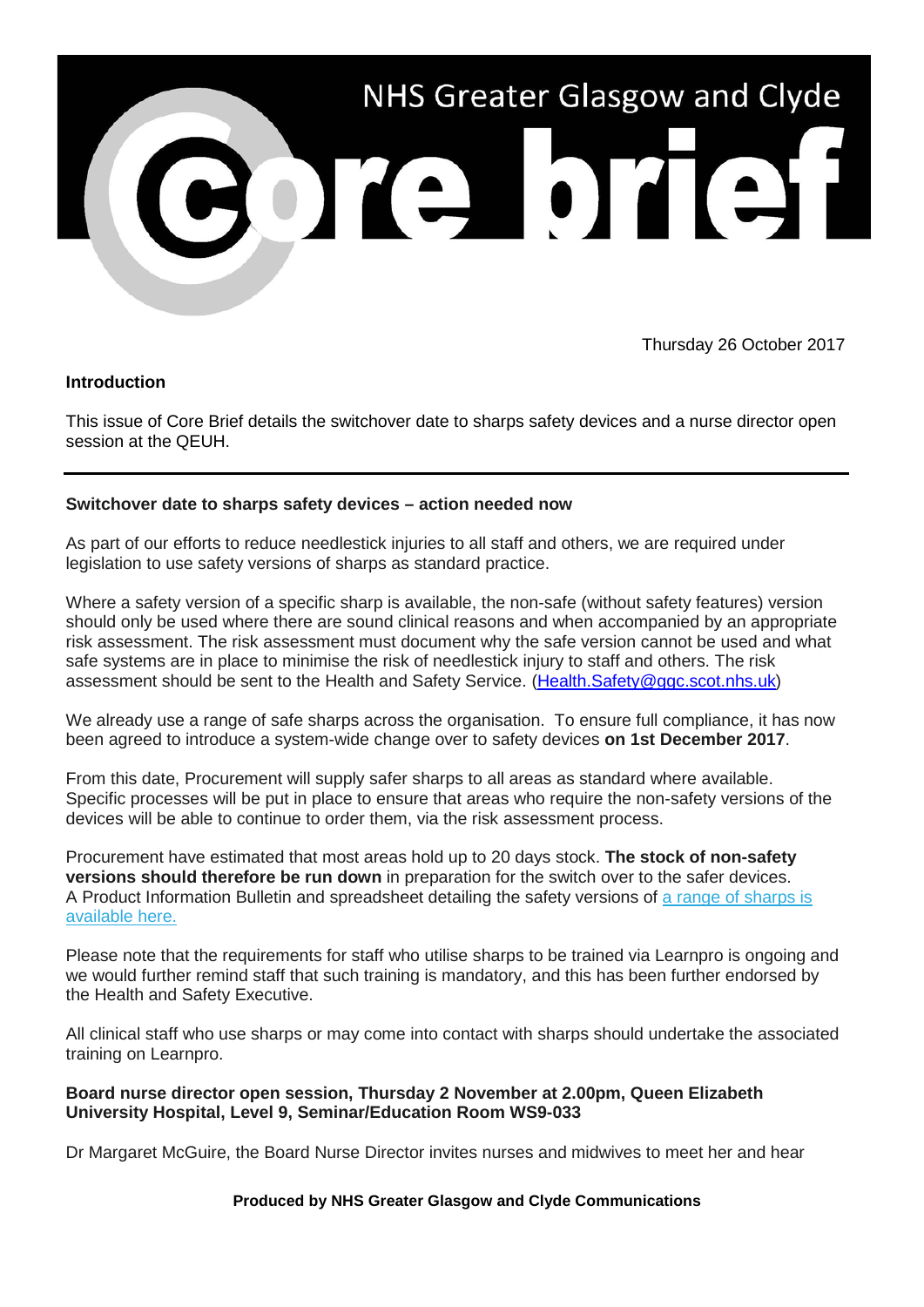# NHS Greater Glasgow and Clyde

# Core brief

Thursday 26 October 2017

**Introduction**

This issue of Core Brief details the switchover date to sharps safety devices and a nurse director open session at the QEUH.

---

**Switchover date to sharps safety devices – action needed now**

As part of our efforts to reduce needlestick injuries to all staff and others, we are required under legislation to use safety versions of sharps as standard practice.

Where a safety version of a specific sharp is available, the non-safe (without safety features) version should only be used where there are sound clinical reasons and when accompanied by an appropriate risk assessment. The risk assessment must document why the safe version cannot be used and what safe systems are in place to minimise the risk of needlestick injury to staff and others. The risk assessment should be sent to the Health and Safety Service. (Health.Safety@ggc.scot.nhs.uk)

We already use a range of safe sharps across the organisation. To ensure full compliance, it has now been agreed to introduce a system-wide change over to safety devices **on 1st December 2017**.

From this date, Procurement will supply safer sharps to all areas as standard where available. Specific processes will be put in place to ensure that areas who require the non-safety versions of the devices will be able to continue to order them, via the risk assessment process.

Procurement have estimated that most areas hold up to 20 days stock. **The stock of non-safety versions should therefore be run down** in preparation for the switch over to the safer devices. A Product Information Bulletin and spreadsheet detailing the safety versions of a range of sharps is available here.

Please note that the requirements for staff who utilise sharps to be trained via Learnpro is ongoing and we would further remind staff that such training is mandatory, and this has been further endorsed by the Health and Safety Executive.

All clinical staff who use sharps or may come into contact with sharps should undertake the associated training on Learnpro.

**Board nurse director open session, Thursday 2 November at 2.00pm, Queen Elizabeth University Hospital, Level 9, Seminar/Education Room WS9-033**

Dr Margaret McGuire, the Board Nurse Director invites nurses and midwives to meet her and hear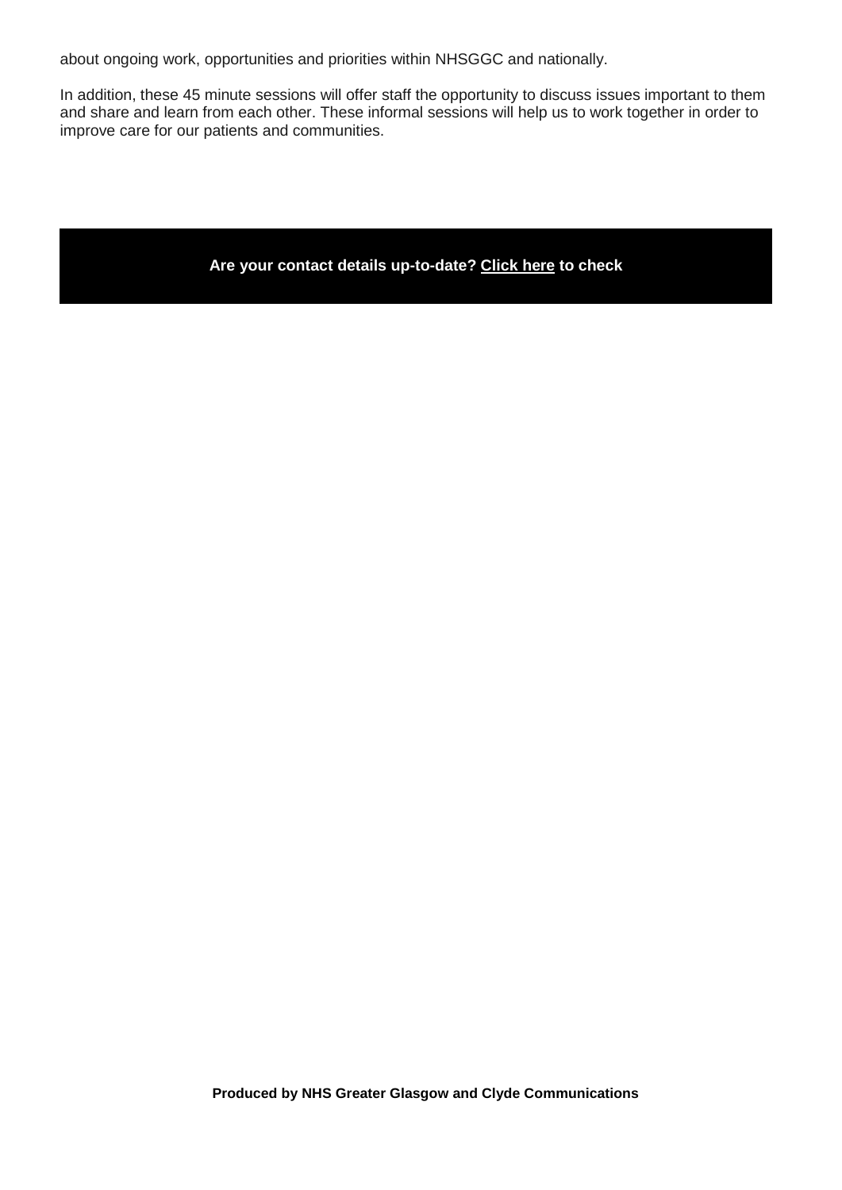about ongoing work, opportunities and priorities within NHSGGC and nationally.

In addition, these 45 minute sessions will offer staff the opportunity to discuss issues important to them and share and learn from each other. These informal sessions will help us to work together in order to improve care for our patients and communities.

**Are your contact details up-to-date? Click here to check**

**Produced by NHS Greater Glasgow and Clyde Communications**